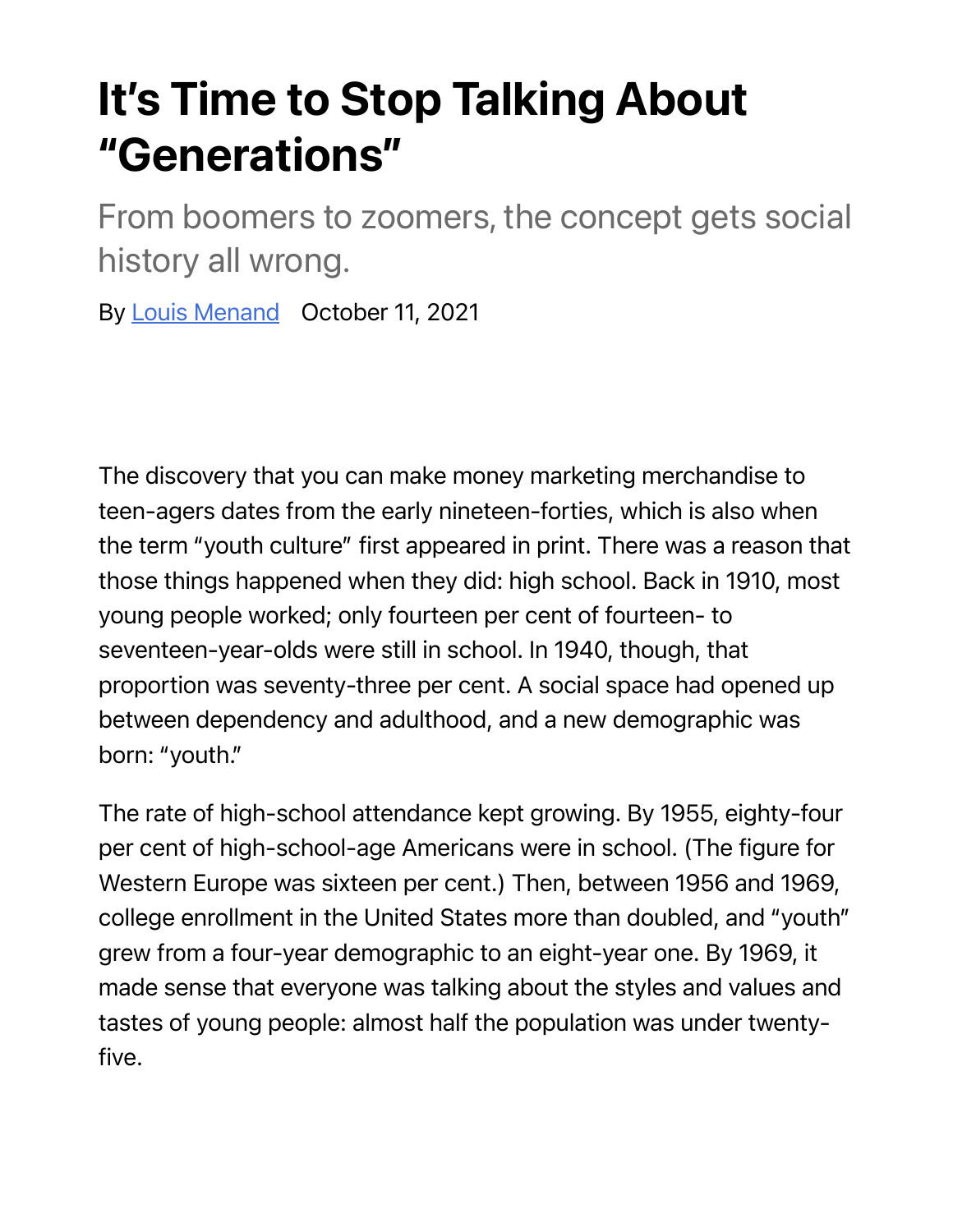# It's Time to Stop Talking About "Generations"

From boomers to zoomers, the concept gets social history all wrong.

By [Louis Menand] October 11, 2021

The discovery that you can make money marketing merchandise to teen-agers dates from the early nineteen-forties, which is also when the term "youth culture" first appeared in print. There was a reason that those things happened when they did: high school. Back in 1910, most young people worked; only fourteen per cent of fourteen- to seventeen-year-olds were still in school. In 1940, though, that proportion was seventy-three per cent. A social space had opened up between dependency and adulthood, and a new demographic was born: "youth."

The rate of high-school attendance kept growing. By 1955, eighty-four per cent of high-school-age Americans were in school. (The figure for Western Europe was sixteen per cent.) Then, between 1956 and 1969, college enrollment in the United States more than doubled, and "youth" grew from a four-year demographic to an eight-year one. By 1969, it made sense that everyone was talking about the styles and values and tastes of young people: almost half the population was under twenty-five.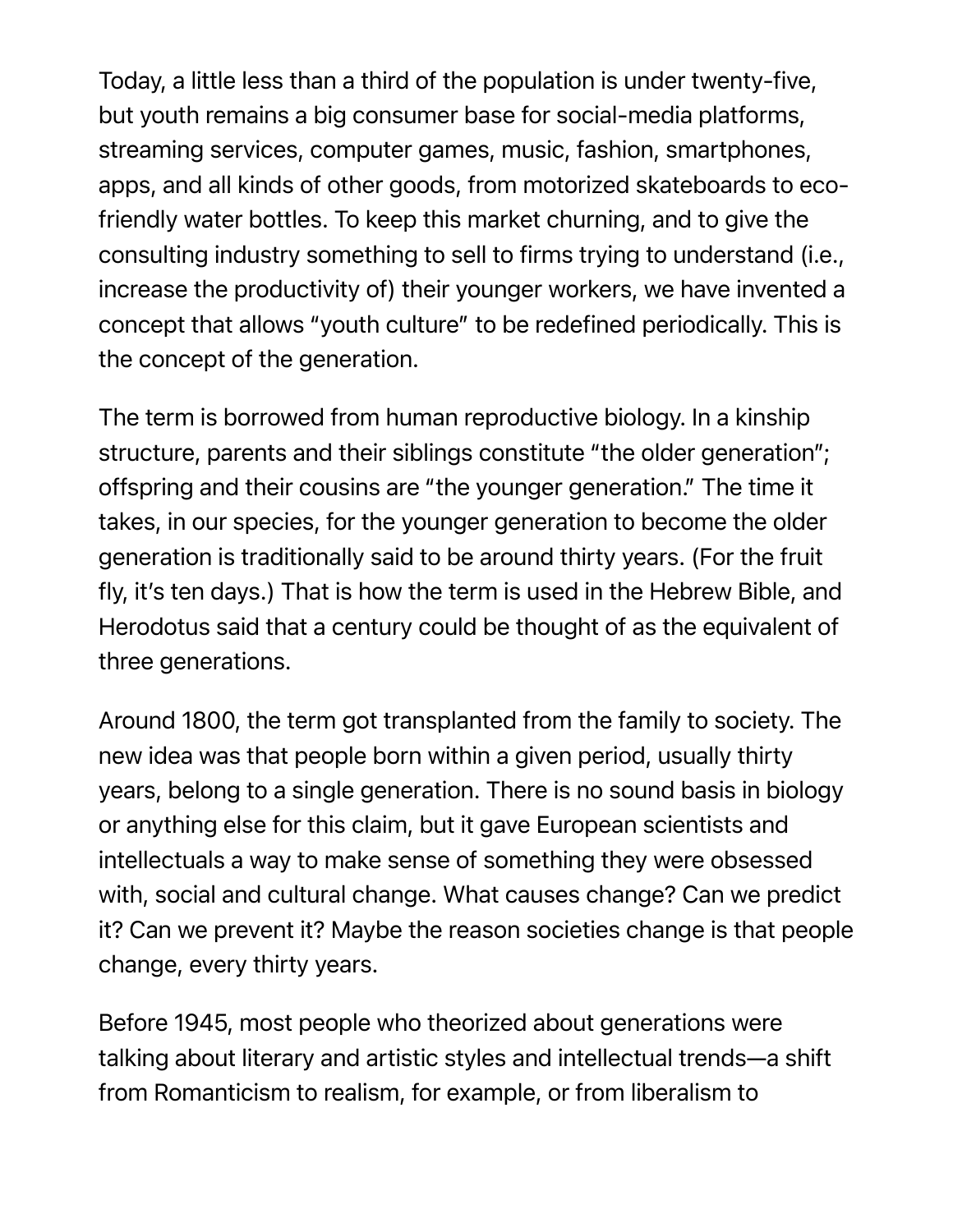Today, a little less than a third of the population is under twenty-five, but youth remains a big consumer base for social-media platforms, streaming services, computer games, music, fashion, smartphones, apps, and all kinds of other goods, from motorized skateboards to eco-friendly water bottles. To keep this market churning, and to give the consulting industry something to sell to firms trying to understand (i.e., increase the productivity of) their younger workers, we have invented a concept that allows "youth culture" to be redefined periodically. This is the concept of the generation.

The term is borrowed from human reproductive biology. In a kinship structure, parents and their siblings constitute "the older generation"; offspring and their cousins are "the younger generation." The time it takes, in our species, for the younger generation to become the older generation is traditionally said to be around thirty years. (For the fruit fly, it's ten days.) That is how the term is used in the Hebrew Bible, and Herodotus said that a century could be thought of as the equivalent of three generations.

Around 1800, the term got transplanted from the family to society. The new idea was that people born within a given period, usually thirty years, belong to a single generation. There is no sound basis in biology or anything else for this claim, but it gave European scientists and intellectuals a way to make sense of something they were obsessed with, social and cultural change. What causes change? Can we predict it? Can we prevent it? Maybe the reason societies change is that people change, every thirty years.

Before 1945, most people who theorized about generations were talking about literary and artistic styles and intellectual trends—a shift from Romanticism to realism, for example, or from liberalism to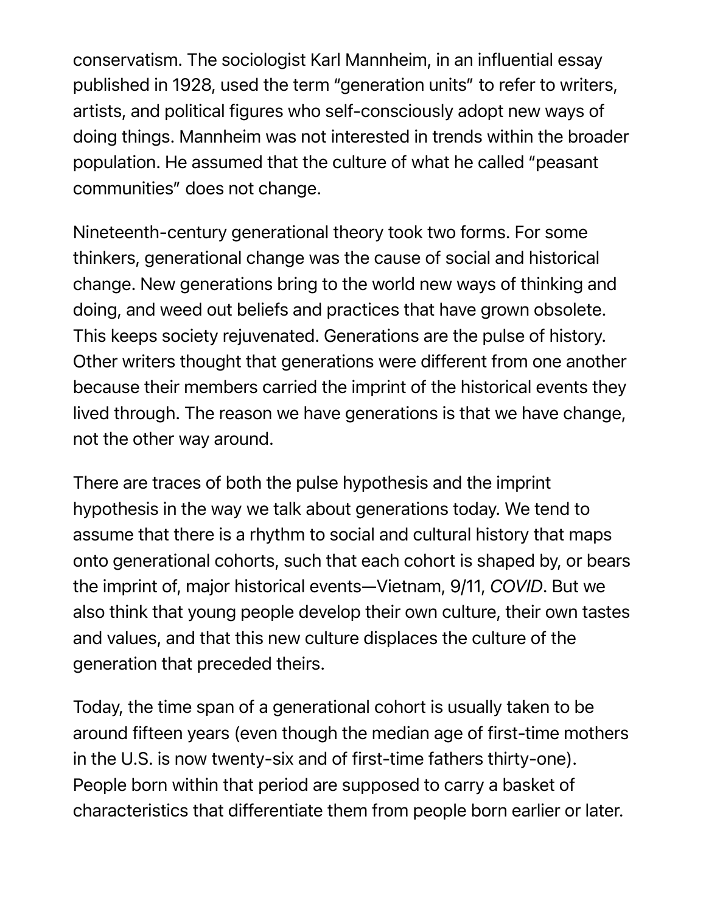conservatism. The sociologist Karl Mannheim, in an influential essay published in 1928, used the term "generation units" to refer to writers, artists, and political figures who self-consciously adopt new ways of doing things. Mannheim was not interested in trends within the broader population. He assumed that the culture of what he called "peasant communities" does not change.

Nineteenth-century generational theory took two forms. For some thinkers, generational change was the cause of social and historical change. New generations bring to the world new ways of thinking and doing, and weed out beliefs and practices that have grown obsolete. This keeps society rejuvenated. Generations are the pulse of history. Other writers thought that generations were different from one another because their members carried the imprint of the historical events they lived through. The reason we have generations is that we have change, not the other way around.

There are traces of both the pulse hypothesis and the imprint hypothesis in the way we talk about generations today. We tend to assume that there is a rhythm to social and cultural history that maps onto generational cohorts, such that each cohort is shaped by, or bears the imprint of, major historical events—Vietnam, 9/11, *COVID*. But we also think that young people develop their own culture, their own tastes and values, and that this new culture displaces the culture of the generation that preceded theirs.

Today, the time span of a generational cohort is usually taken to be around fifteen years (even though the median age of first-time mothers in the U.S. is now twenty-six and of first-time fathers thirty-one). People born within that period are supposed to carry a basket of characteristics that differentiate them from people born earlier or later.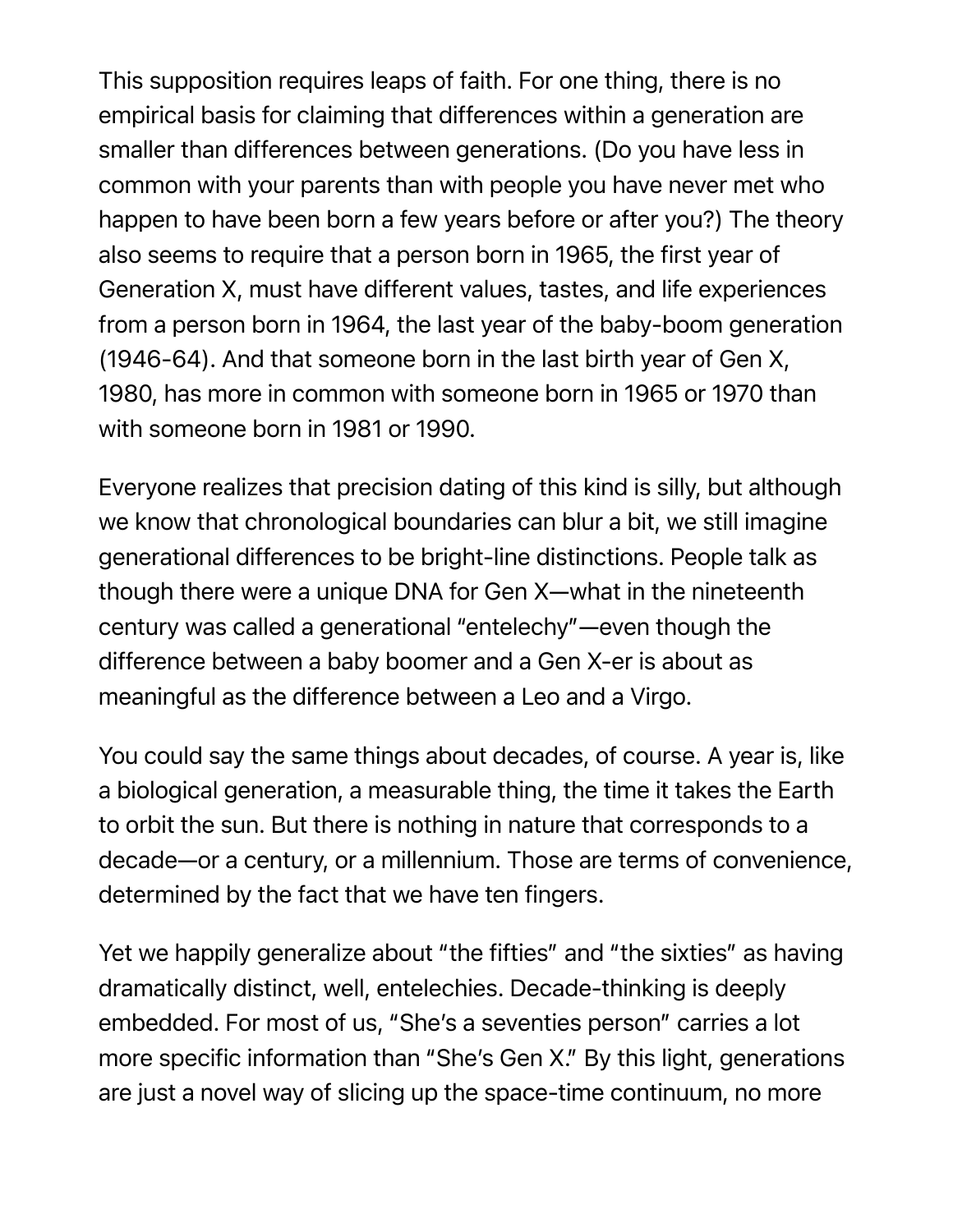This supposition requires leaps of faith. For one thing, there is no empirical basis for claiming that differences within a generation are smaller than differences between generations. (Do you have less in common with your parents than with people you have never met who happen to have been born a few years before or after you?) The theory also seems to require that a person born in 1965, the first year of Generation X, must have different values, tastes, and life experiences from a person born in 1964, the last year of the baby-boom generation (1946-64). And that someone born in the last birth year of Gen X, 1980, has more in common with someone born in 1965 or 1970 than with someone born in 1981 or 1990.

Everyone realizes that precision dating of this kind is silly, but although we know that chronological boundaries can blur a bit, we still imagine generational differences to be bright-line distinctions. People talk as though there were a unique DNA for Gen X—what in the nineteenth century was called a generational "entelechy"—even though the difference between a baby boomer and a Gen X-er is about as meaningful as the difference between a Leo and a Virgo.

You could say the same things about decades, of course. A year is, like a biological generation, a measurable thing, the time it takes the Earth to orbit the sun. But there is nothing in nature that corresponds to a decade—or a century, or a millennium. Those are terms of convenience, determined by the fact that we have ten fingers.

Yet we happily generalize about "the fifties" and "the sixties" as having dramatically distinct, well, entelechies. Decade-thinking is deeply embedded. For most of us, "She's a seventies person" carries a lot more specific information than "She's Gen X." By this light, generations are just a novel way of slicing up the space-time continuum, no more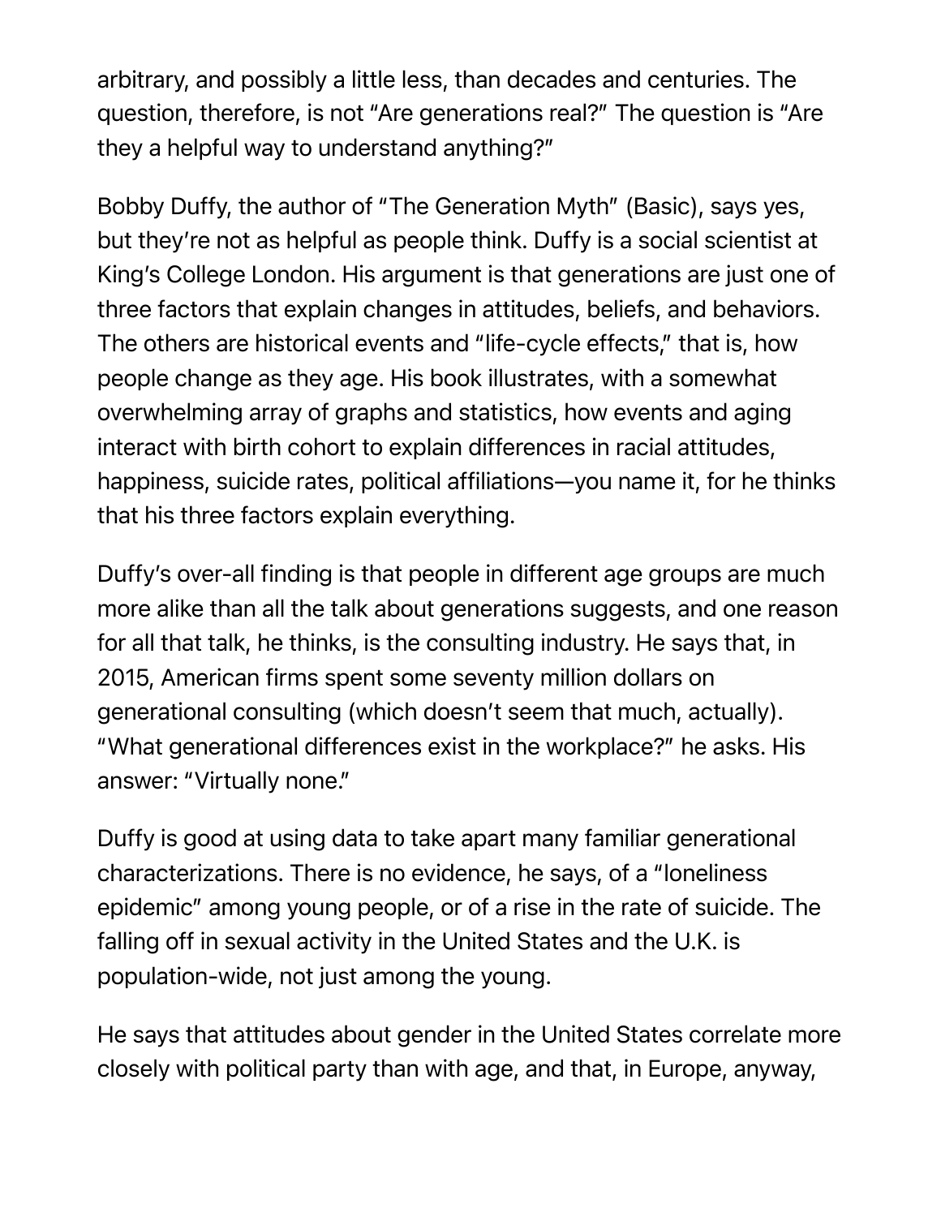arbitrary, and possibly a little less, than decades and centuries. The question, therefore, is not "Are generations real?" The question is "Are they a helpful way to understand anything?"

Bobby Duffy, the author of "The Generation Myth" (Basic), says yes, but they're not as helpful as people think. Duffy is a social scientist at King's College London. His argument is that generations are just one of three factors that explain changes in attitudes, beliefs, and behaviors. The others are historical events and "life-cycle effects," that is, how people change as they age. His book illustrates, with a somewhat overwhelming array of graphs and statistics, how events and aging interact with birth cohort to explain differences in racial attitudes, happiness, suicide rates, political affiliations—you name it, for he thinks that his three factors explain everything.

Duffy's over-all finding is that people in different age groups are much more alike than all the talk about generations suggests, and one reason for all that talk, he thinks, is the consulting industry. He says that, in 2015, American firms spent some seventy million dollars on generational consulting (which doesn't seem that much, actually). "What generational differences exist in the workplace?" he asks. His answer: "Virtually none."

Duffy is good at using data to take apart many familiar generational characterizations. There is no evidence, he says, of a "loneliness epidemic" among young people, or of a rise in the rate of suicide. The falling off in sexual activity in the United States and the U.K. is population-wide, not just among the young.

He says that attitudes about gender in the United States correlate more closely with political party than with age, and that, in Europe, anyway,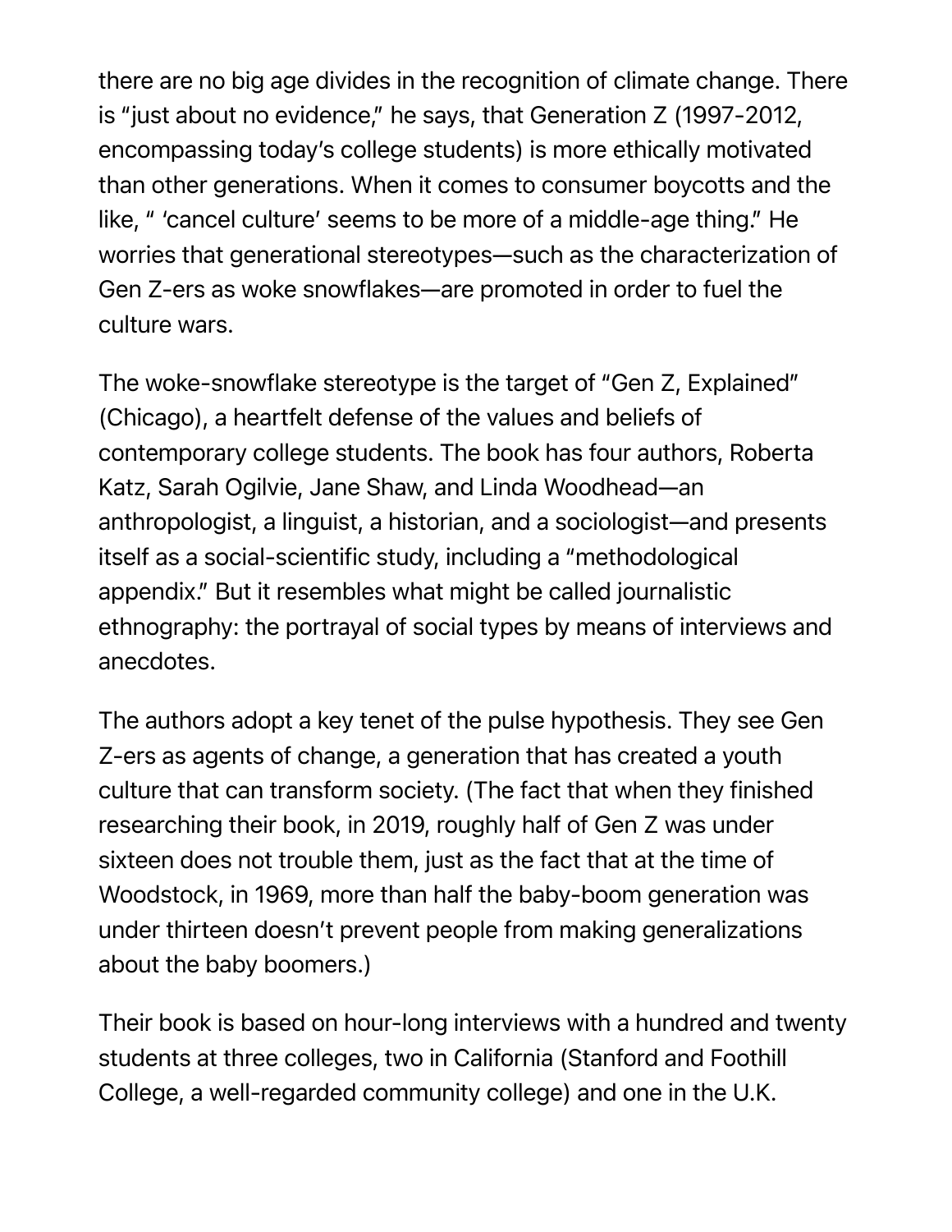there are no big age divides in the recognition of climate change. There is "just about no evidence," he says, that Generation Z (1997-2012, encompassing today's college students) is more ethically motivated than other generations. When it comes to consumer boycotts and the like, " 'cancel culture' seems to be more of a middle-age thing." He worries that generational stereotypes—such as the characterization of Gen Z-ers as woke snowflakes—are promoted in order to fuel the culture wars.

The woke-snowflake stereotype is the target of "Gen Z, Explained" (Chicago), a heartfelt defense of the values and beliefs of contemporary college students. The book has four authors, Roberta Katz, Sarah Ogilvie, Jane Shaw, and Linda Woodhead—an anthropologist, a linguist, a historian, and a sociologist—and presents itself as a social-scientific study, including a "methodological appendix." But it resembles what might be called journalistic ethnography: the portrayal of social types by means of interviews and anecdotes.

The authors adopt a key tenet of the pulse hypothesis. They see Gen Z-ers as agents of change, a generation that has created a youth culture that can transform society. (The fact that when they finished researching their book, in 2019, roughly half of Gen Z was under sixteen does not trouble them, just as the fact that at the time of Woodstock, in 1969, more than half the baby-boom generation was under thirteen doesn't prevent people from making generalizations about the baby boomers.)

Their book is based on hour-long interviews with a hundred and twenty students at three colleges, two in California (Stanford and Foothill College, a well-regarded community college) and one in the U.K.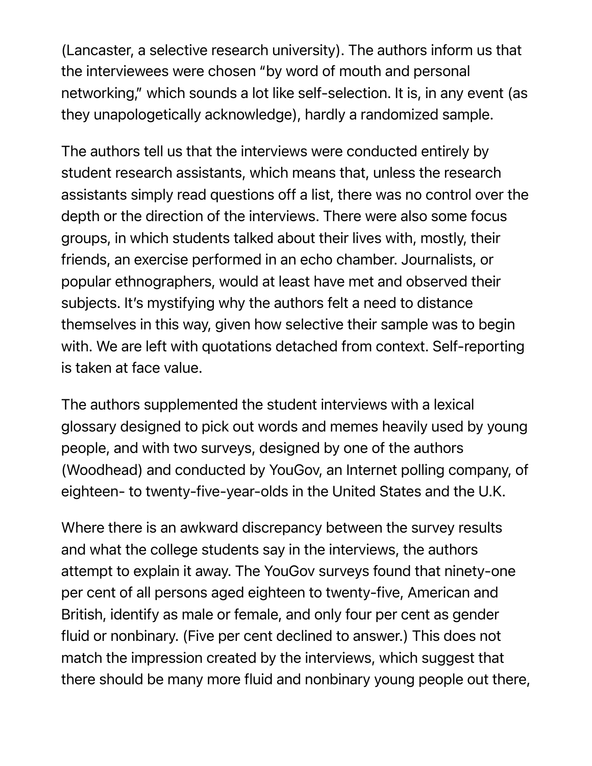(Lancaster, a selective research university). The authors inform us that the interviewees were chosen "by word of mouth and personal networking," which sounds a lot like self-selection. It is, in any event (as they unapologetically acknowledge), hardly a randomized sample.

The authors tell us that the interviews were conducted entirely by student research assistants, which means that, unless the research assistants simply read questions off a list, there was no control over the depth or the direction of the interviews. There were also some focus groups, in which students talked about their lives with, mostly, their friends, an exercise performed in an echo chamber. Journalists, or popular ethnographers, would at least have met and observed their subjects. It's mystifying why the authors felt a need to distance themselves in this way, given how selective their sample was to begin with. We are left with quotations detached from context. Self-reporting is taken at face value.

The authors supplemented the student interviews with a lexical glossary designed to pick out words and memes heavily used by young people, and with two surveys, designed by one of the authors (Woodhead) and conducted by YouGov, an Internet polling company, of eighteen- to twenty-five-year-olds in the United States and the U.K.

Where there is an awkward discrepancy between the survey results and what the college students say in the interviews, the authors attempt to explain it away. The YouGov surveys found that ninety-one per cent of all persons aged eighteen to twenty-five, American and British, identify as male or female, and only four per cent as gender fluid or nonbinary. (Five per cent declined to answer.) This does not match the impression created by the interviews, which suggest that there should be many more fluid and nonbinary young people out there,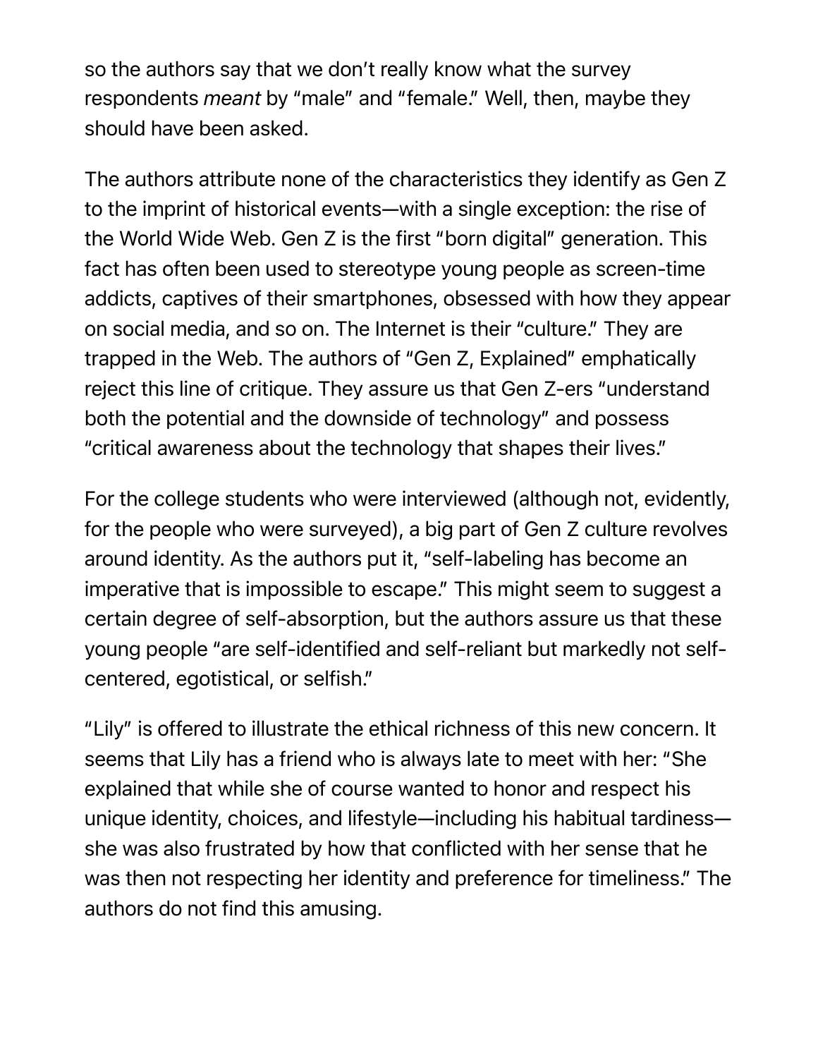so the authors say that we don't really know what the survey respondents *meant* by "male" and "female." Well, then, maybe they should have been asked.

The authors attribute none of the characteristics they identify as Gen Z to the imprint of historical events—with a single exception: the rise of the World Wide Web. Gen Z is the first "born digital" generation. This fact has often been used to stereotype young people as screen-time addicts, captives of their smartphones, obsessed with how they appear on social media, and so on. The Internet is their "culture." They are trapped in the Web. The authors of "Gen Z, Explained" emphatically reject this line of critique. They assure us that Gen Z-ers "understand both the potential and the downside of technology" and possess "critical awareness about the technology that shapes their lives."

For the college students who were interviewed (although not, evidently, for the people who were surveyed), a big part of Gen Z culture revolves around identity. As the authors put it, "self-labeling has become an imperative that is impossible to escape." This might seem to suggest a certain degree of self-absorption, but the authors assure us that these young people "are self-identified and self-reliant but markedly not self-centered, egotistical, or selfish."

"Lily" is offered to illustrate the ethical richness of this new concern. It seems that Lily has a friend who is always late to meet with her: "She explained that while she of course wanted to honor and respect his unique identity, choices, and lifestyle—including his habitual tardiness—she was also frustrated by how that conflicted with her sense that he was then not respecting her identity and preference for timeliness." The authors do not find this amusing.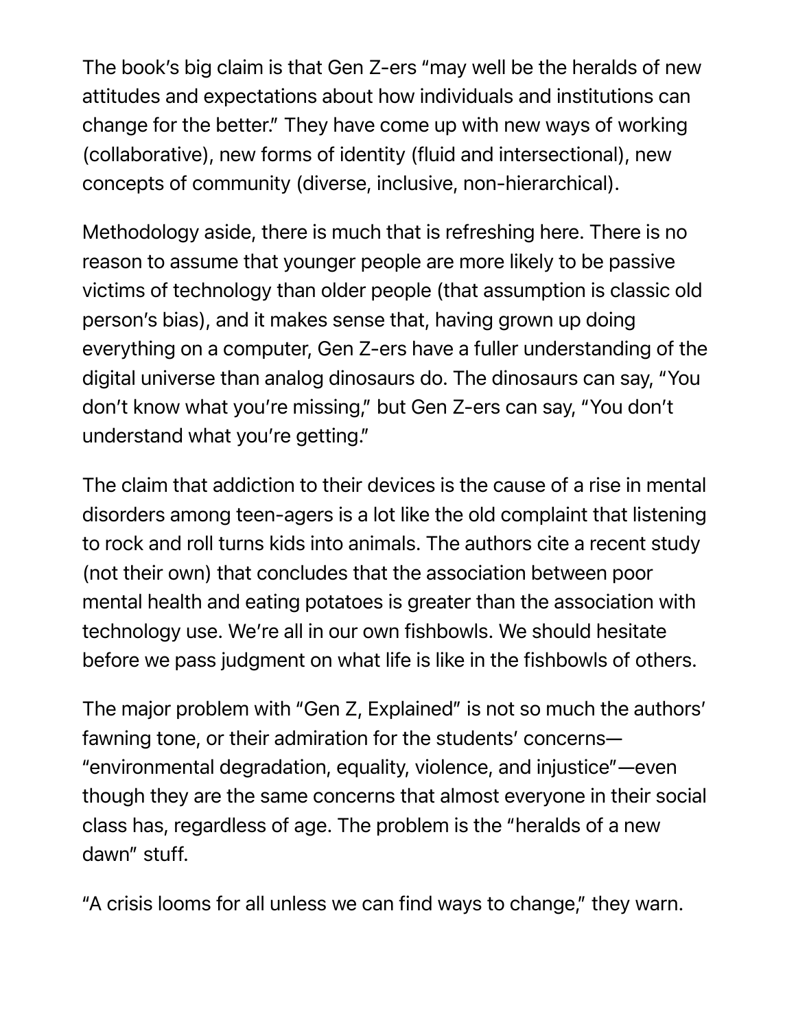The book's big claim is that Gen Z-ers "may well be the heralds of new attitudes and expectations about how individuals and institutions can change for the better." They have come up with new ways of working (collaborative), new forms of identity (fluid and intersectional), new concepts of community (diverse, inclusive, non-hierarchical).

Methodology aside, there is much that is refreshing here. There is no reason to assume that younger people are more likely to be passive victims of technology than older people (that assumption is classic old person's bias), and it makes sense that, having grown up doing everything on a computer, Gen Z-ers have a fuller understanding of the digital universe than analog dinosaurs do. The dinosaurs can say, "You don't know what you're missing," but Gen Z-ers can say, "You don't understand what you're getting."

The claim that addiction to their devices is the cause of a rise in mental disorders among teen-agers is a lot like the old complaint that listening to rock and roll turns kids into animals. The authors cite a recent study (not their own) that concludes that the association between poor mental health and eating potatoes is greater than the association with technology use. We're all in our own fishbowls. We should hesitate before we pass judgment on what life is like in the fishbowls of others.

The major problem with "Gen Z, Explained" is not so much the authors' fawning tone, or their admiration for the students' concerns—"environmental degradation, equality, violence, and injustice"—even though they are the same concerns that almost everyone in their social class has, regardless of age. The problem is the "heralds of a new dawn" stuff.

"A crisis looms for all unless we can find ways to change," they warn.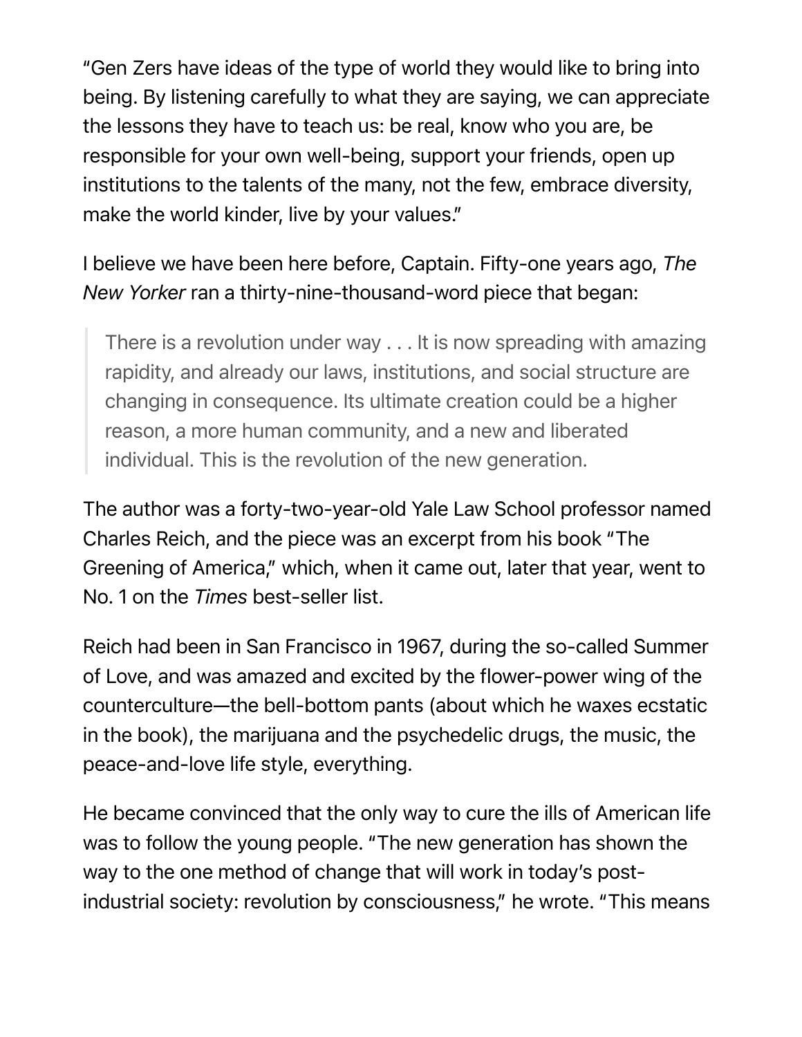"Gen Zers have ideas of the type of world they would like to bring into being. By listening carefully to what they are saying, we can appreciate the lessons they have to teach us: be real, know who you are, be responsible for your own well-being, support your friends, open up institutions to the talents of the many, not the few, embrace diversity, make the world kinder, live by your values."

I believe we have been here before, Captain. Fifty-one years ago, *The New Yorker* ran a thirty-nine-thousand-word piece that began:

> There is a revolution under way . . . It is now spreading with amazing rapidity, and already our laws, institutions, and social structure are changing in consequence. Its ultimate creation could be a higher reason, a more human community, and a new and liberated individual. This is the revolution of the new generation.

The author was a forty-two-year-old Yale Law School professor named Charles Reich, and the piece was an excerpt from his book "The Greening of America," which, when it came out, later that year, went to No. 1 on the *Times* best-seller list.

Reich had been in San Francisco in 1967, during the so-called Summer of Love, and was amazed and excited by the flower-power wing of the counterculture—the bell-bottom pants (about which he waxes ecstatic in the book), the marijuana and the psychedelic drugs, the music, the peace-and-love life style, everything.

He became convinced that the only way to cure the ills of American life was to follow the young people. "The new generation has shown the way to the one method of change that will work in today's post-industrial society: revolution by consciousness," he wrote. "This means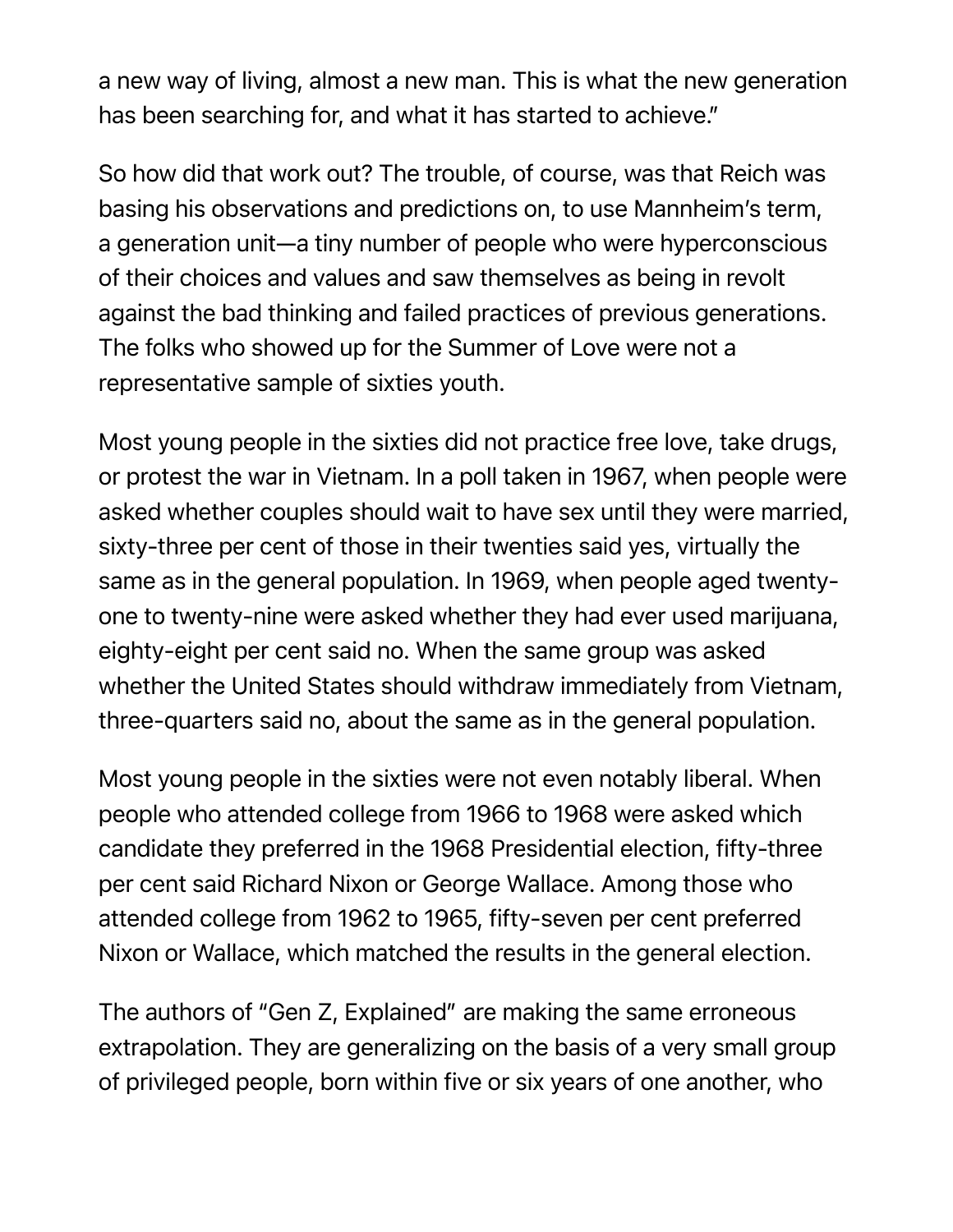a new way of living, almost a new man. This is what the new generation has been searching for, and what it has started to achieve."

So how did that work out? The trouble, of course, was that Reich was basing his observations and predictions on, to use Mannheim's term, a generation unit—a tiny number of people who were hyperconscious of their choices and values and saw themselves as being in revolt against the bad thinking and failed practices of previous generations. The folks who showed up for the Summer of Love were not a representative sample of sixties youth.

Most young people in the sixties did not practice free love, take drugs, or protest the war in Vietnam. In a poll taken in 1967, when people were asked whether couples should wait to have sex until they were married, sixty-three per cent of those in their twenties said yes, virtually the same as in the general population. In 1969, when people aged twenty-one to twenty-nine were asked whether they had ever used marijuana, eighty-eight per cent said no. When the same group was asked whether the United States should withdraw immediately from Vietnam, three-quarters said no, about the same as in the general population.

Most young people in the sixties were not even notably liberal. When people who attended college from 1966 to 1968 were asked which candidate they preferred in the 1968 Presidential election, fifty-three per cent said Richard Nixon or George Wallace. Among those who attended college from 1962 to 1965, fifty-seven per cent preferred Nixon or Wallace, which matched the results in the general election.

The authors of "Gen Z, Explained" are making the same erroneous extrapolation. They are generalizing on the basis of a very small group of privileged people, born within five or six years of one another, who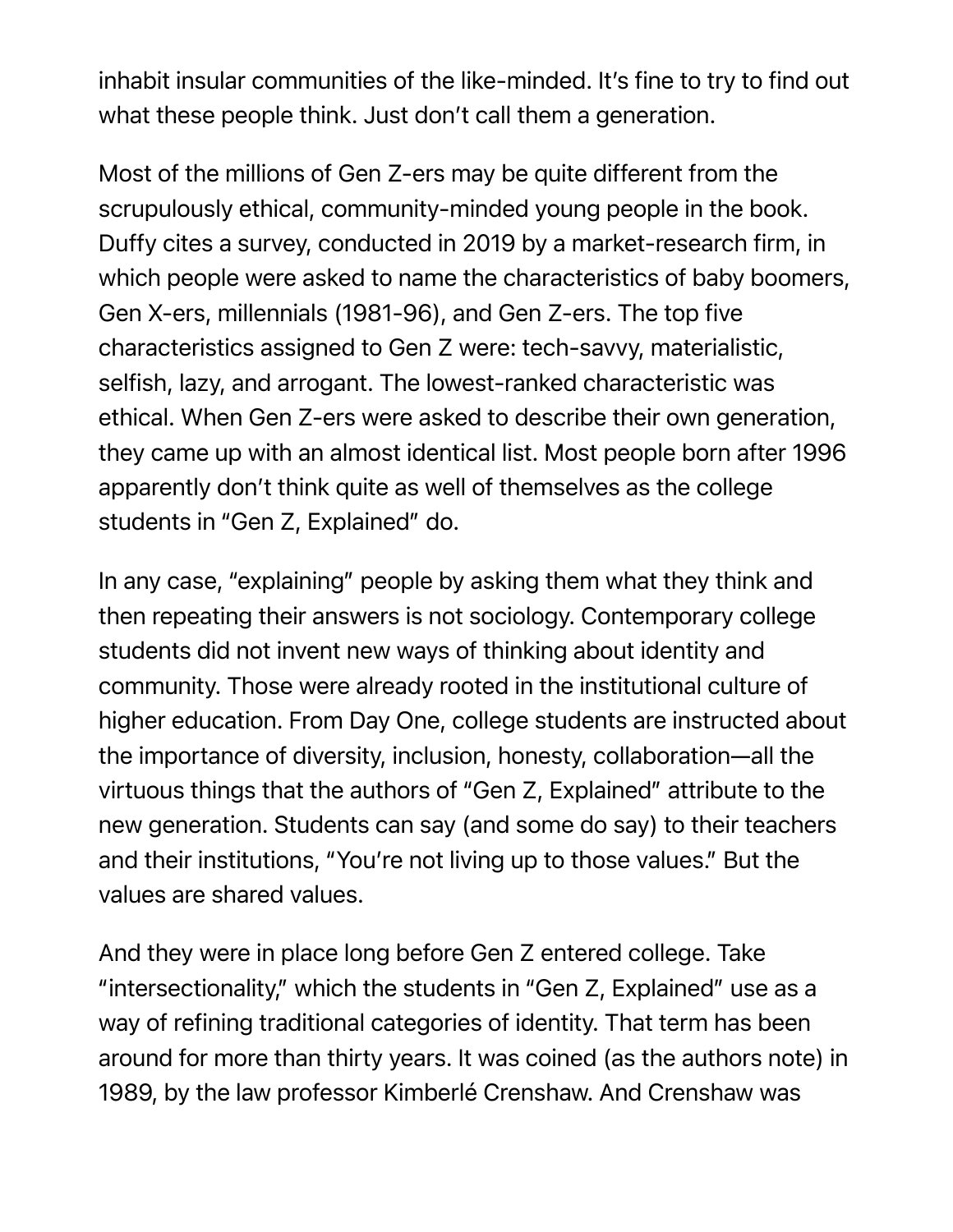inhabit insular communities of the like-minded. It's fine to try to find out what these people think. Just don't call them a generation.

Most of the millions of Gen Z-ers may be quite different from the scrupulously ethical, community-minded young people in the book. Duffy cites a survey, conducted in 2019 by a market-research firm, in which people were asked to name the characteristics of baby boomers, Gen X-ers, millennials (1981-96), and Gen Z-ers. The top five characteristics assigned to Gen Z were: tech-savvy, materialistic, selfish, lazy, and arrogant. The lowest-ranked characteristic was ethical. When Gen Z-ers were asked to describe their own generation, they came up with an almost identical list. Most people born after 1996 apparently don't think quite as well of themselves as the college students in "Gen Z, Explained" do.

In any case, "explaining" people by asking them what they think and then repeating their answers is not sociology. Contemporary college students did not invent new ways of thinking about identity and community. Those were already rooted in the institutional culture of higher education. From Day One, college students are instructed about the importance of diversity, inclusion, honesty, collaboration—all the virtuous things that the authors of "Gen Z, Explained" attribute to the new generation. Students can say (and some do say) to their teachers and their institutions, "You're not living up to those values." But the values are shared values.

And they were in place long before Gen Z entered college. Take "intersectionality," which the students in "Gen Z, Explained" use as a way of refining traditional categories of identity. That term has been around for more than thirty years. It was coined (as the authors note) in 1989, by the law professor Kimberlé Crenshaw. And Crenshaw was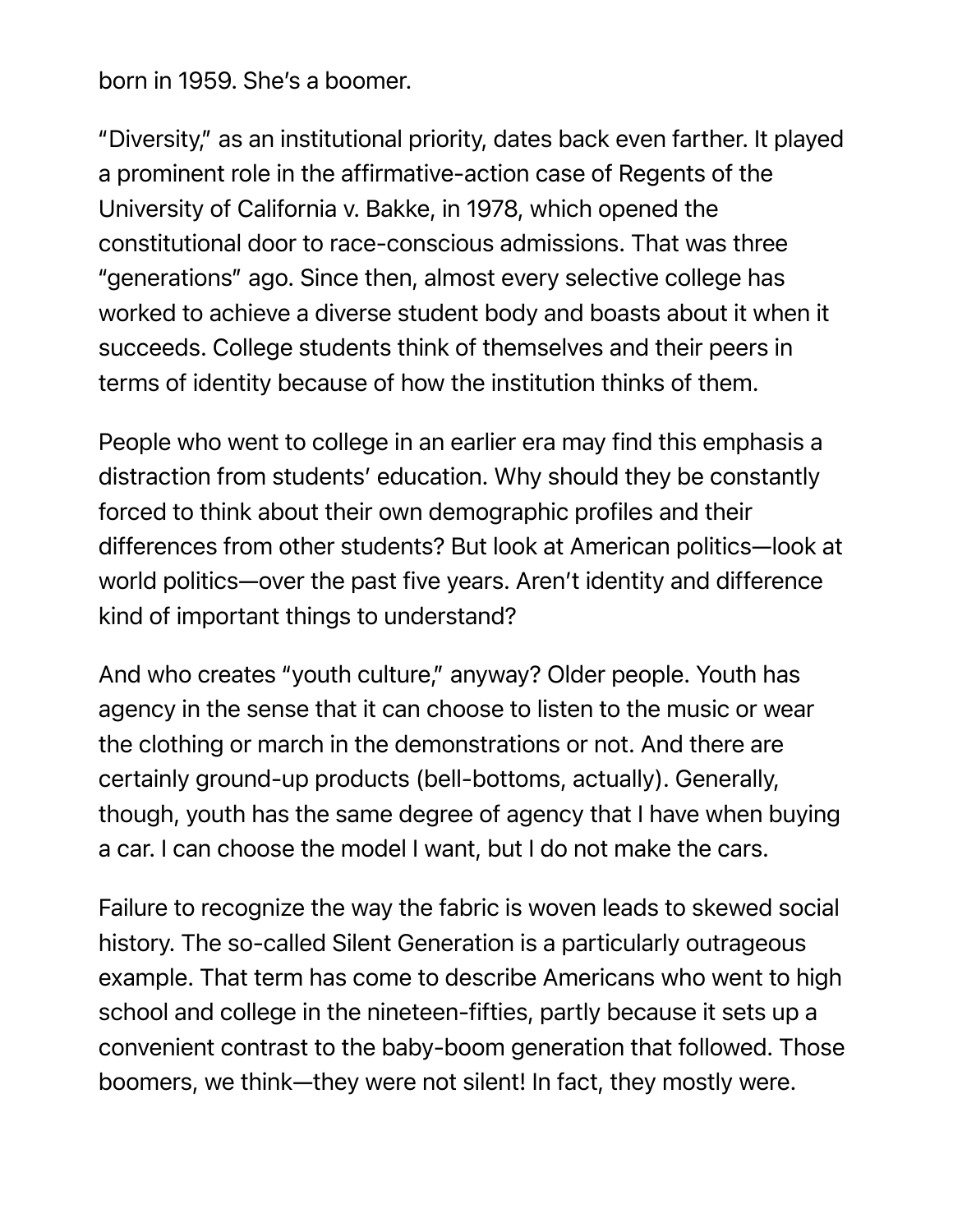born in 1959. She's a boomer.

"Diversity," as an institutional priority, dates back even farther. It played a prominent role in the affirmative-action case of Regents of the University of California v. Bakke, in 1978, which opened the constitutional door to race-conscious admissions. That was three "generations" ago. Since then, almost every selective college has worked to achieve a diverse student body and boasts about it when it succeeds. College students think of themselves and their peers in terms of identity because of how the institution thinks of them.

People who went to college in an earlier era may find this emphasis a distraction from students' education. Why should they be constantly forced to think about their own demographic profiles and their differences from other students? But look at American politics—look at world politics—over the past five years. Aren't identity and difference kind of important things to understand?

And who creates "youth culture," anyway? Older people. Youth has agency in the sense that it can choose to listen to the music or wear the clothing or march in the demonstrations or not. And there are certainly ground-up products (bell-bottoms, actually). Generally, though, youth has the same degree of agency that I have when buying a car. I can choose the model I want, but I do not make the cars.

Failure to recognize the way the fabric is woven leads to skewed social history. The so-called Silent Generation is a particularly outrageous example. That term has come to describe Americans who went to high school and college in the nineteen-fifties, partly because it sets up a convenient contrast to the baby-boom generation that followed. Those boomers, we think—they were not silent! In fact, they mostly were.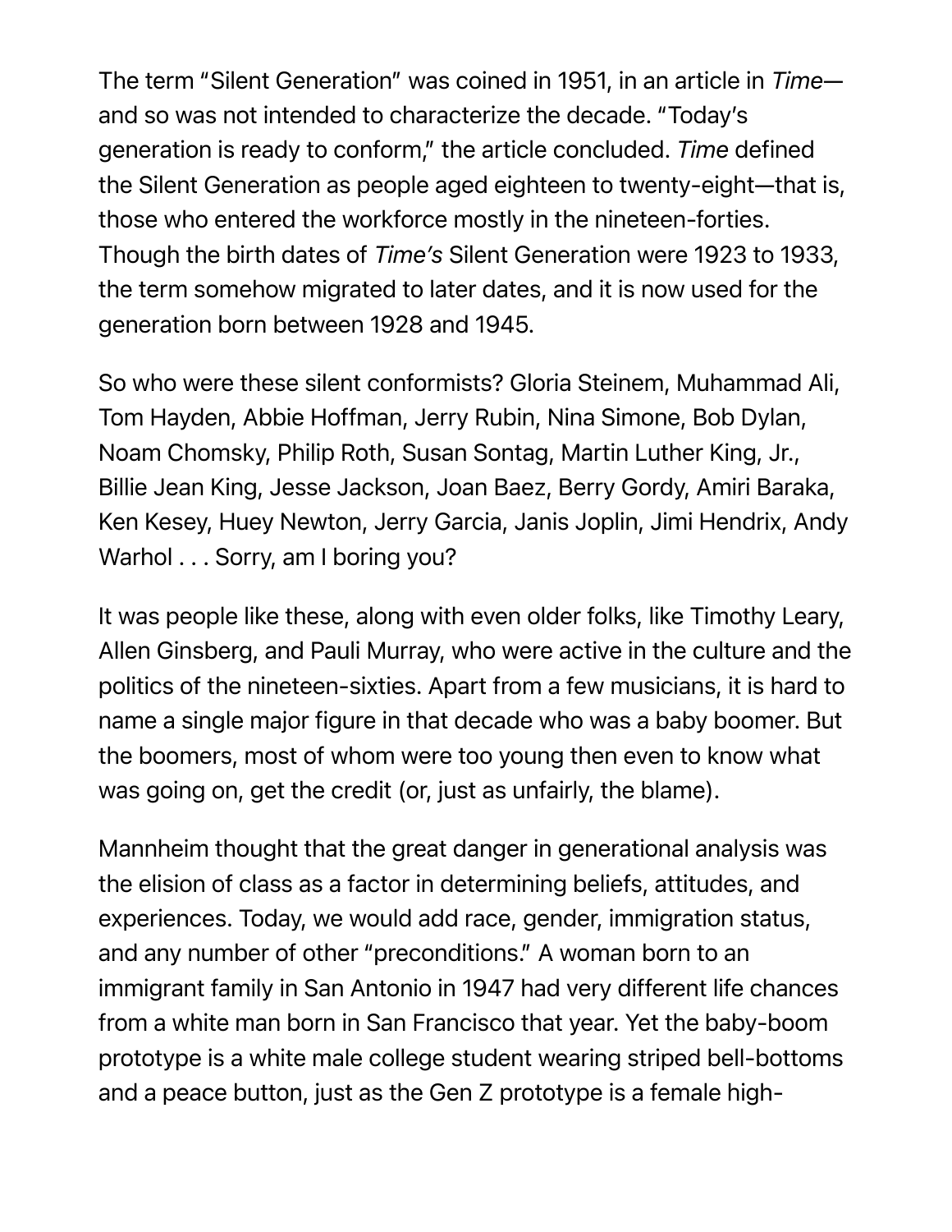The term "Silent Generation" was coined in 1951, in an article in *Time*—and so was not intended to characterize the decade. "Today's generation is ready to conform," the article concluded. *Time* defined the Silent Generation as people aged eighteen to twenty-eight—that is, those who entered the workforce mostly in the nineteen-forties. Though the birth dates of *Time's* Silent Generation were 1923 to 1933, the term somehow migrated to later dates, and it is now used for the generation born between 1928 and 1945.

So who were these silent conformists? Gloria Steinem, Muhammad Ali, Tom Hayden, Abbie Hoffman, Jerry Rubin, Nina Simone, Bob Dylan, Noam Chomsky, Philip Roth, Susan Sontag, Martin Luther King, Jr., Billie Jean King, Jesse Jackson, Joan Baez, Berry Gordy, Amiri Baraka, Ken Kesey, Huey Newton, Jerry Garcia, Janis Joplin, Jimi Hendrix, Andy Warhol . . . Sorry, am I boring you?

It was people like these, along with even older folks, like Timothy Leary, Allen Ginsberg, and Pauli Murray, who were active in the culture and the politics of the nineteen-sixties. Apart from a few musicians, it is hard to name a single major figure in that decade who was a baby boomer. But the boomers, most of whom were too young then even to know what was going on, get the credit (or, just as unfairly, the blame).

Mannheim thought that the great danger in generational analysis was the elision of class as a factor in determining beliefs, attitudes, and experiences. Today, we would add race, gender, immigration status, and any number of other "preconditions." A woman born to an immigrant family in San Antonio in 1947 had very different life chances from a white man born in San Francisco that year. Yet the baby-boom prototype is a white male college student wearing striped bell-bottoms and a peace button, just as the Gen Z prototype is a female high-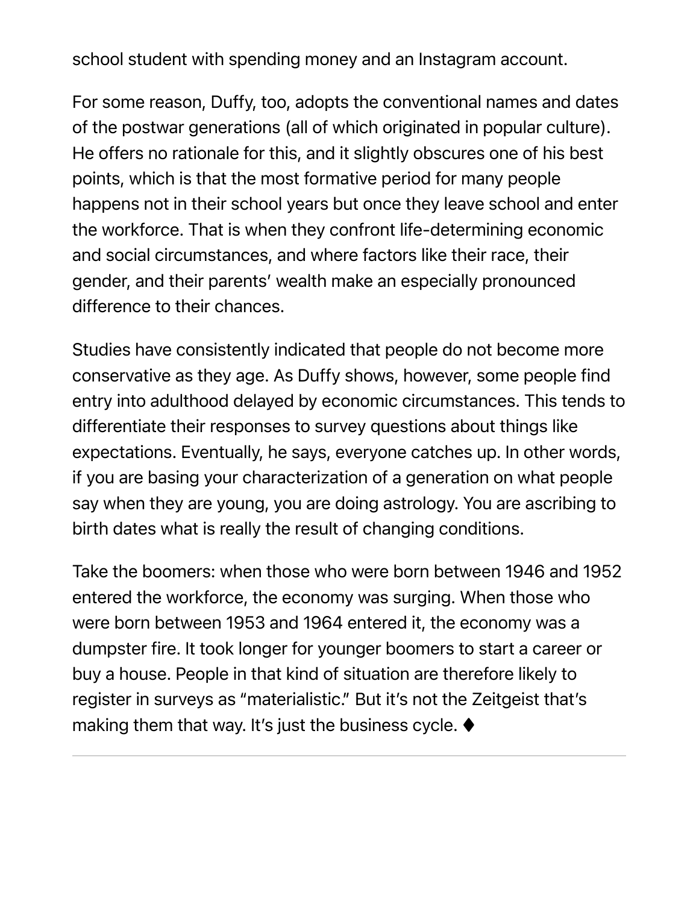school student with spending money and an Instagram account.

For some reason, Duffy, too, adopts the conventional names and dates of the postwar generations (all of which originated in popular culture). He offers no rationale for this, and it slightly obscures one of his best points, which is that the most formative period for many people happens not in their school years but once they leave school and enter the workforce. That is when they confront life-determining economic and social circumstances, and where factors like their race, their gender, and their parents' wealth make an especially pronounced difference to their chances.

Studies have consistently indicated that people do not become more conservative as they age. As Duffy shows, however, some people find entry into adulthood delayed by economic circumstances. This tends to differentiate their responses to survey questions about things like expectations. Eventually, he says, everyone catches up. In other words, if you are basing your characterization of a generation on what people say when they are young, you are doing astrology. You are ascribing to birth dates what is really the result of changing conditions.

Take the boomers: when those who were born between 1946 and 1952 entered the workforce, the economy was surging. When those who were born between 1953 and 1964 entered it, the economy was a dumpster fire. It took longer for younger boomers to start a career or buy a house. People in that kind of situation are therefore likely to register in surveys as "materialistic." But it's not the Zeitgeist that's making them that way. It's just the business cycle. ♦